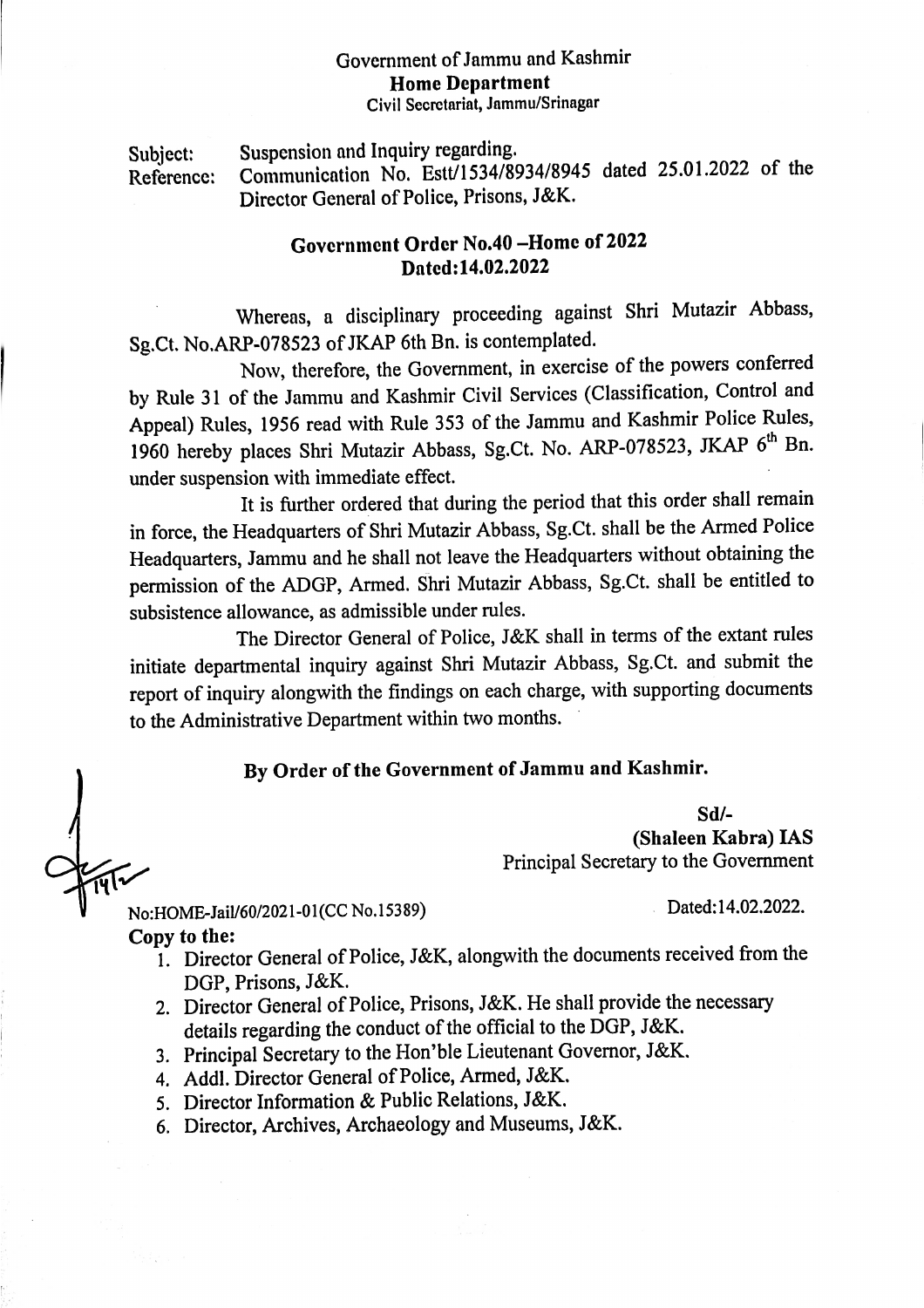Government of Jammu and Kashmir
**Home Department**
Civil Secretariat, Jammu/Srinagar

Subject: Suspension and Inquiry regarding.
Reference: Communication No. Estt/1534/8934/8945 dated 25.01.2022 of the Director General of Police, Prisons, J&K.

**Government Order No.40 –Home of 2022**
**Dated:14.02.2022**

Whereas, a disciplinary proceeding against Shri Mutazir Abbass, Sg.Ct. No.ARP-078523 of JKAP 6th Bn. is contemplated.

Now, therefore, the Government, in exercise of the powers conferred by Rule 31 of the Jammu and Kashmir Civil Services (Classification, Control and Appeal) Rules, 1956 read with Rule 353 of the Jammu and Kashmir Police Rules, 1960 hereby places Shri Mutazir Abbass, Sg.Ct. No. ARP-078523, JKAP 6th Bn. under suspension with immediate effect.

It is further ordered that during the period that this order shall remain in force, the Headquarters of Shri Mutazir Abbass, Sg.Ct. shall be the Armed Police Headquarters, Jammu and he shall not leave the Headquarters without obtaining the permission of the ADGP, Armed. Shri Mutazir Abbass, Sg.Ct. shall be entitled to subsistence allowance, as admissible under rules.

The Director General of Police, J&K shall in terms of the extant rules initiate departmental inquiry against Shri Mutazir Abbass, Sg.Ct. and submit the report of inquiry alongwith the findings on each charge, with supporting documents to the Administrative Department within two months.

**By Order of the Government of Jammu and Kashmir.**

**Sd/-**
**(Shaleen Kabra) IAS**
Principal Secretary to the Government

No:HOME-Jail/60/2021-01(CC No.15389) Dated:14.02.2022.

**Copy to the:**

1. Director General of Police, J&K, alongwith the documents received from the DGP, Prisons, J&K.
2. Director General of Police, Prisons, J&K. He shall provide the necessary details regarding the conduct of the official to the DGP, J&K.
3. Principal Secretary to the Hon'ble Lieutenant Governor, J&K.
4. Addl. Director General of Police, Armed, J&K.
5. Director Information & Public Relations, J&K.
6. Director, Archives, Archaeology and Museums, J&K.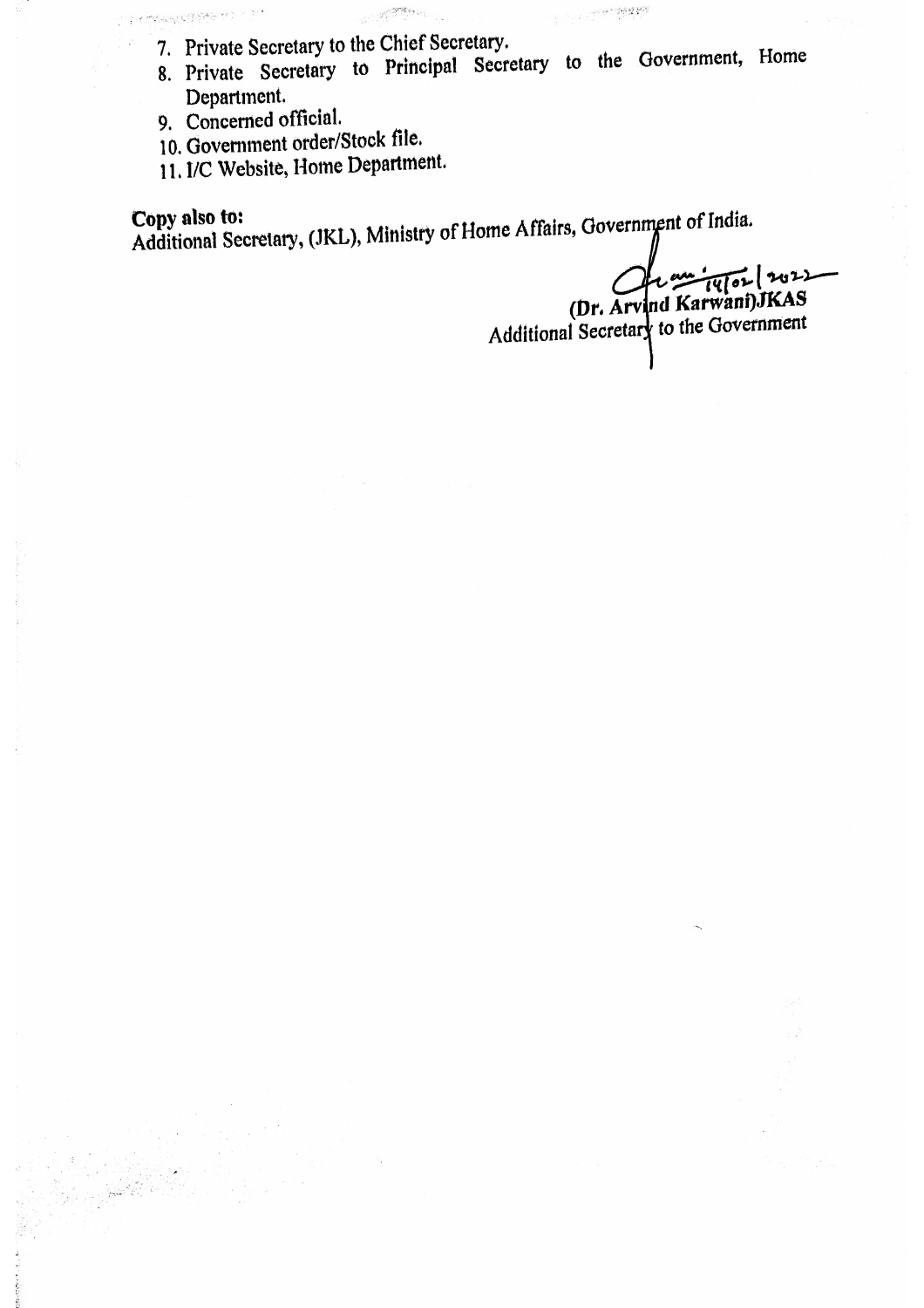7. Private Secretary to the Chief Secretary.
8. Private Secretary to Principal Secretary to the Government, Home Department.
9. Concerned official.
10. Government order/Stock file.
11. I/C Website, Home Department.

**Copy also to:**
Additional Secretary, (JKL), Ministry of Home Affairs, Government of India.

14/02/2022

**(Dr. Arvind Karwani)JKAS**
Additional Secretary to the Government